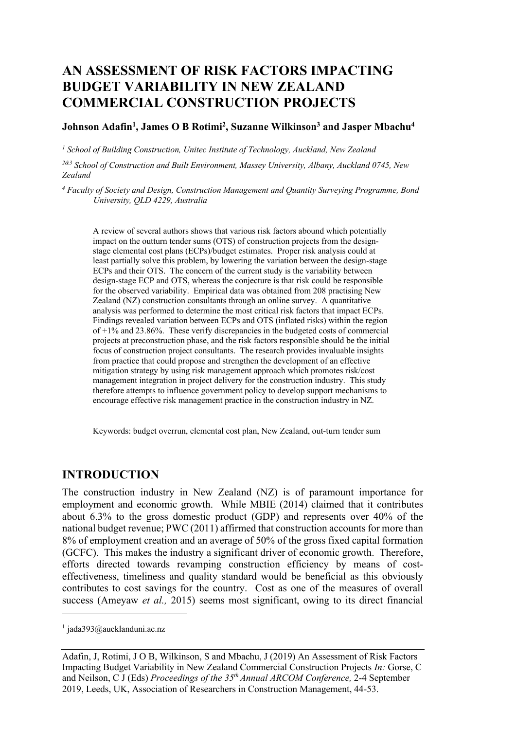# AN ASSESSMENT OF RISK FACTORS IMPACTING BUDGET VARIABILITY IN NEW ZEALAND COMMERCIAL CONSTRUCTION PROJECTS

**Johnson Adafin[1], James O B Rotimi[2], Suzanne Wilkinson[3] and Jasper Mbachu[4]**

[1] *School of Building Construction, Unitec Institute of Technology, Auckland, New Zealand*

[2&3] *School of Construction and Built Environment, Massey University, Albany, Auckland 0745, New Zealand*

[4] *Faculty of Society and Design, Construction Management and Quantity Surveying Programme, Bond University, QLD 4229, Australia*

A review of several authors shows that various risk factors abound which potentially impact on the outturn tender sums (OTS) of construction projects from the design-stage elemental cost plans (ECPs)/budget estimates. Proper risk analysis could at least partially solve this problem, by lowering the variation between the design-stage ECPs and their OTS. The concern of the current study is the variability between design-stage ECP and OTS, whereas the conjecture is that risk could be responsible for the observed variability. Empirical data was obtained from 208 practising New Zealand (NZ) construction consultants through an online survey. A quantitative analysis was performed to determine the most critical risk factors that impact ECPs. Findings revealed variation between ECPs and OTS (inflated risks) within the region of +1% and 23.86%. These verify discrepancies in the budgeted costs of commercial projects at preconstruction phase, and the risk factors responsible should be the initial focus of construction project consultants. The research provides invaluable insights from practice that could propose and strengthen the development of an effective mitigation strategy by using risk management approach which promotes risk/cost management integration in project delivery for the construction industry. This study therefore attempts to influence government policy to develop support mechanisms to encourage effective risk management practice in the construction industry in NZ.

Keywords: budget overrun, elemental cost plan, New Zealand, out-turn tender sum

## INTRODUCTION

The construction industry in New Zealand (NZ) is of paramount importance for employment and economic growth. While MBIE (2014) claimed that it contributes about 6.3% to the gross domestic product (GDP) and represents over 40% of the national budget revenue; PWC (2011) affirmed that construction accounts for more than 8% of employment creation and an average of 50% of the gross fixed capital formation (GCFC). This makes the industry a significant driver of economic growth. Therefore, efforts directed towards revamping construction efficiency by means of cost-effectiveness, timeliness and quality standard would be beneficial as this obviously contributes to cost savings for the country. Cost as one of the measures of overall success (Ameyaw *et al.,* 2015) seems most significant, owing to its direct financial

[1] jada393@aucklanduni.ac.nz

Adafin, J, Rotimi, J O B, Wilkinson, S and Mbachu, J (2019) An Assessment of Risk Factors Impacting Budget Variability in New Zealand Commercial Construction Projects *In:* Gorse, C and Neilson, C J (Eds) *Proceedings of the 35th Annual ARCOM Conference,* 2-4 September 2019, Leeds, UK, Association of Researchers in Construction Management, 44-53.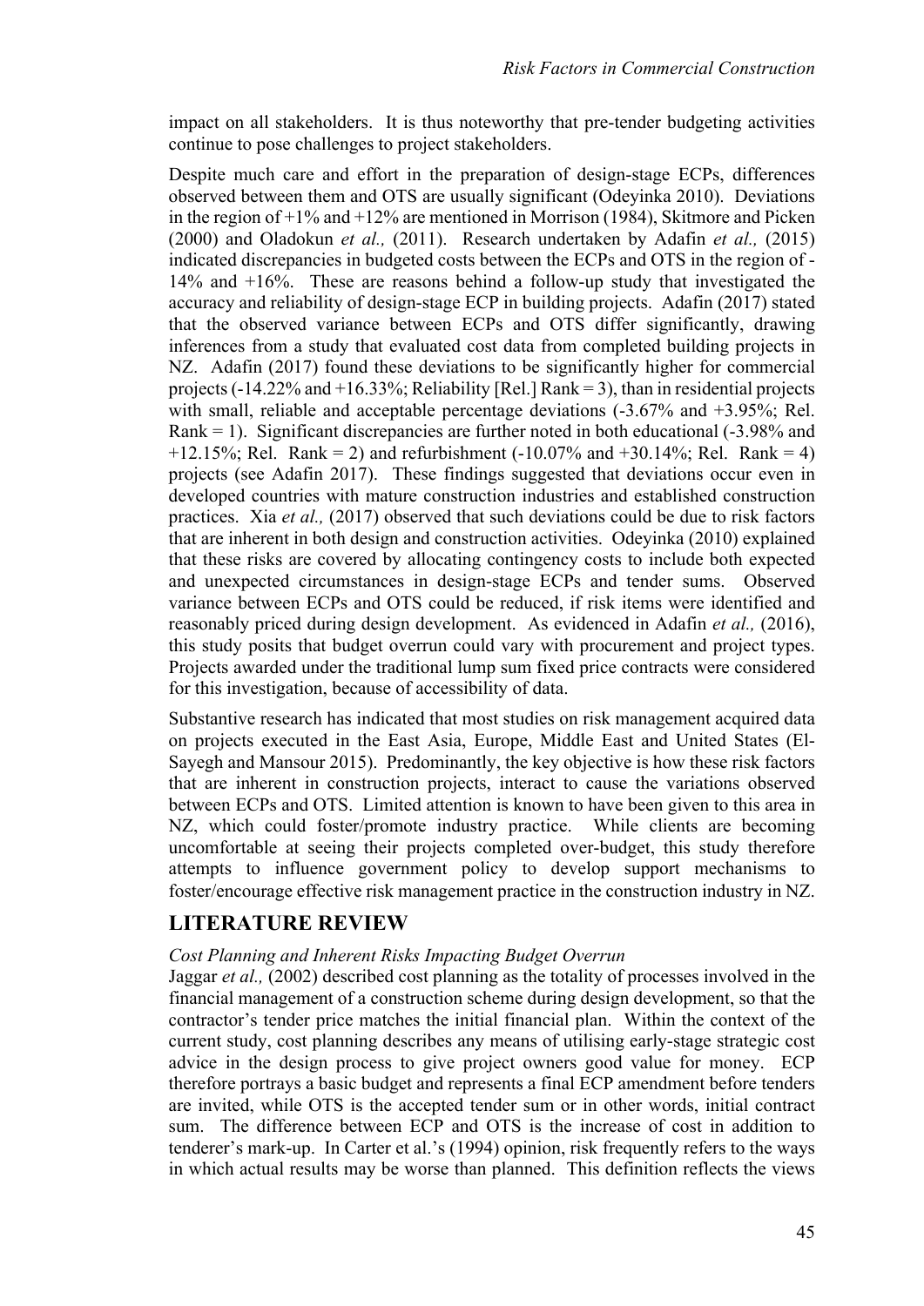impact on all stakeholders. It is thus noteworthy that pre-tender budgeting activities continue to pose challenges to project stakeholders.

Despite much care and effort in the preparation of design-stage ECPs, differences observed between them and OTS are usually significant (Odeyinka 2010). Deviations in the region of +1% and +12% are mentioned in Morrison (1984), Skitmore and Picken (2000) and Oladokun *et al.,* (2011). Research undertaken by Adafin *et al.,* (2015) indicated discrepancies in budgeted costs between the ECPs and OTS in the region of -14% and +16%. These are reasons behind a follow-up study that investigated the accuracy and reliability of design-stage ECP in building projects. Adafin (2017) stated that the observed variance between ECPs and OTS differ significantly, drawing inferences from a study that evaluated cost data from completed building projects in NZ. Adafin (2017) found these deviations to be significantly higher for commercial projects (-14.22% and +16.33%; Reliability [Rel.] Rank = 3), than in residential projects with small, reliable and acceptable percentage deviations (-3.67% and +3.95%; Rel. Rank = 1). Significant discrepancies are further noted in both educational (-3.98% and +12.15%; Rel. Rank = 2) and refurbishment (-10.07% and +30.14%; Rel. Rank = 4) projects (see Adafin 2017). These findings suggested that deviations occur even in developed countries with mature construction industries and established construction practices. Xia *et al.,* (2017) observed that such deviations could be due to risk factors that are inherent in both design and construction activities. Odeyinka (2010) explained that these risks are covered by allocating contingency costs to include both expected and unexpected circumstances in design-stage ECPs and tender sums. Observed variance between ECPs and OTS could be reduced, if risk items were identified and reasonably priced during design development. As evidenced in Adafin *et al.,* (2016), this study posits that budget overrun could vary with procurement and project types. Projects awarded under the traditional lump sum fixed price contracts were considered for this investigation, because of accessibility of data.

Substantive research has indicated that most studies on risk management acquired data on projects executed in the East Asia, Europe, Middle East and United States (El-Sayegh and Mansour 2015). Predominantly, the key objective is how these risk factors that are inherent in construction projects, interact to cause the variations observed between ECPs and OTS. Limited attention is known to have been given to this area in NZ, which could foster/promote industry practice. While clients are becoming uncomfortable at seeing their projects completed over-budget, this study therefore attempts to influence government policy to develop support mechanisms to foster/encourage effective risk management practice in the construction industry in NZ.

## LITERATURE REVIEW

### *Cost Planning and Inherent Risks Impacting Budget Overrun*

Jaggar *et al.,* (2002) described cost planning as the totality of processes involved in the financial management of a construction scheme during design development, so that the contractor's tender price matches the initial financial plan. Within the context of the current study, cost planning describes any means of utilising early-stage strategic cost advice in the design process to give project owners good value for money. ECP therefore portrays a basic budget and represents a final ECP amendment before tenders are invited, while OTS is the accepted tender sum or in other words, initial contract sum. The difference between ECP and OTS is the increase of cost in addition to tenderer's mark-up. In Carter et al.'s (1994) opinion, risk frequently refers to the ways in which actual results may be worse than planned. This definition reflects the views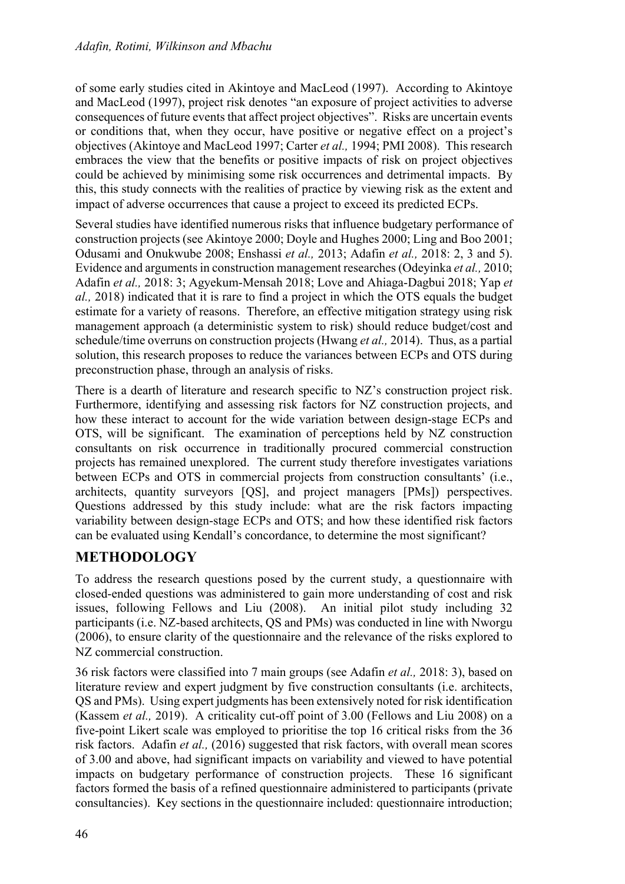of some early studies cited in Akintoye and MacLeod (1997). According to Akintoye and MacLeod (1997), project risk denotes "an exposure of project activities to adverse consequences of future events that affect project objectives". Risks are uncertain events or conditions that, when they occur, have positive or negative effect on a project's objectives (Akintoye and MacLeod 1997; Carter *et al.,* 1994; PMI 2008). This research embraces the view that the benefits or positive impacts of risk on project objectives could be achieved by minimising some risk occurrences and detrimental impacts. By this, this study connects with the realities of practice by viewing risk as the extent and impact of adverse occurrences that cause a project to exceed its predicted ECPs.

Several studies have identified numerous risks that influence budgetary performance of construction projects (see Akintoye 2000; Doyle and Hughes 2000; Ling and Boo 2001; Odusami and Onukwube 2008; Enshassi *et al.,* 2013; Adafin *et al.,* 2018: 2, 3 and 5). Evidence and arguments in construction management researches (Odeyinka *et al.,* 2010; Adafin *et al.,* 2018: 3; Agyekum-Mensah 2018; Love and Ahiaga-Dagbui 2018; Yap *et al.,* 2018) indicated that it is rare to find a project in which the OTS equals the budget estimate for a variety of reasons. Therefore, an effective mitigation strategy using risk management approach (a deterministic system to risk) should reduce budget/cost and schedule/time overruns on construction projects (Hwang *et al.,* 2014). Thus, as a partial solution, this research proposes to reduce the variances between ECPs and OTS during preconstruction phase, through an analysis of risks.

There is a dearth of literature and research specific to NZ's construction project risk. Furthermore, identifying and assessing risk factors for NZ construction projects, and how these interact to account for the wide variation between design-stage ECPs and OTS, will be significant. The examination of perceptions held by NZ construction consultants on risk occurrence in traditionally procured commercial construction projects has remained unexplored. The current study therefore investigates variations between ECPs and OTS in commercial projects from construction consultants' (i.e., architects, quantity surveyors [QS], and project managers [PMs]) perspectives. Questions addressed by this study include: what are the risk factors impacting variability between design-stage ECPs and OTS; and how these identified risk factors can be evaluated using Kendall's concordance, to determine the most significant?

## METHODOLOGY

To address the research questions posed by the current study, a questionnaire with closed-ended questions was administered to gain more understanding of cost and risk issues, following Fellows and Liu (2008). An initial pilot study including 32 participants (i.e. NZ-based architects, QS and PMs) was conducted in line with Nworgu (2006), to ensure clarity of the questionnaire and the relevance of the risks explored to NZ commercial construction.

36 risk factors were classified into 7 main groups (see Adafin *et al.,* 2018: 3), based on literature review and expert judgment by five construction consultants (i.e. architects, QS and PMs). Using expert judgments has been extensively noted for risk identification (Kassem *et al.,* 2019). A criticality cut-off point of 3.00 (Fellows and Liu 2008) on a five-point Likert scale was employed to prioritise the top 16 critical risks from the 36 risk factors. Adafin *et al.,* (2016) suggested that risk factors, with overall mean scores of 3.00 and above, had significant impacts on variability and viewed to have potential impacts on budgetary performance of construction projects. These 16 significant factors formed the basis of a refined questionnaire administered to participants (private consultancies). Key sections in the questionnaire included: questionnaire introduction;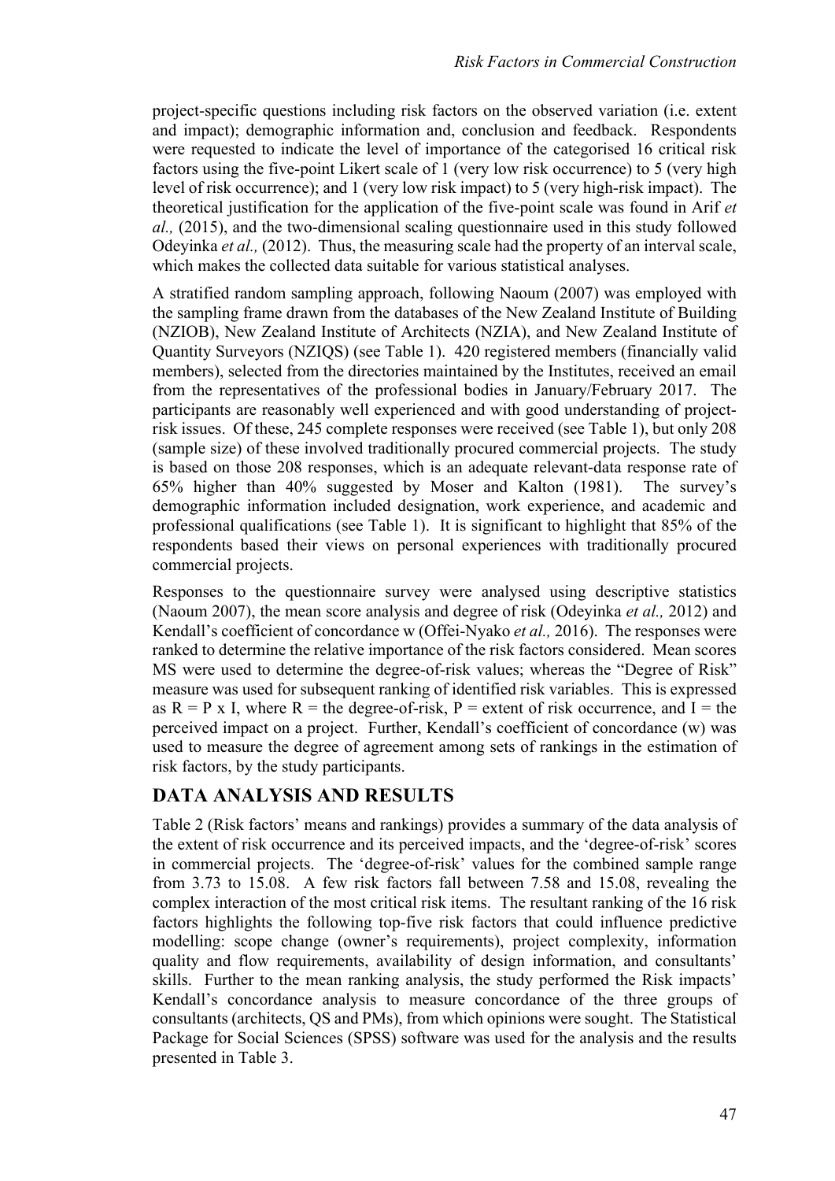project-specific questions including risk factors on the observed variation (i.e. extent and impact); demographic information and, conclusion and feedback. Respondents were requested to indicate the level of importance of the categorised 16 critical risk factors using the five-point Likert scale of 1 (very low risk occurrence) to 5 (very high level of risk occurrence); and 1 (very low risk impact) to 5 (very high-risk impact). The theoretical justification for the application of the five-point scale was found in Arif *et al.,* (2015), and the two-dimensional scaling questionnaire used in this study followed Odeyinka *et al.,* (2012). Thus, the measuring scale had the property of an interval scale, which makes the collected data suitable for various statistical analyses.

A stratified random sampling approach, following Naoum (2007) was employed with the sampling frame drawn from the databases of the New Zealand Institute of Building (NZIOB), New Zealand Institute of Architects (NZIA), and New Zealand Institute of Quantity Surveyors (NZIQS) (see Table 1). 420 registered members (financially valid members), selected from the directories maintained by the Institutes, received an email from the representatives of the professional bodies in January/February 2017. The participants are reasonably well experienced and with good understanding of project-risk issues. Of these, 245 complete responses were received (see Table 1), but only 208 (sample size) of these involved traditionally procured commercial projects. The study is based on those 208 responses, which is an adequate relevant-data response rate of 65% higher than 40% suggested by Moser and Kalton (1981). The survey's demographic information included designation, work experience, and academic and professional qualifications (see Table 1). It is significant to highlight that 85% of the respondents based their views on personal experiences with traditionally procured commercial projects.

Responses to the questionnaire survey were analysed using descriptive statistics (Naoum 2007), the mean score analysis and degree of risk (Odeyinka *et al.,* 2012) and Kendall's coefficient of concordance w (Offei-Nyako *et al.,* 2016). The responses were ranked to determine the relative importance of the risk factors considered. Mean scores MS were used to determine the degree-of-risk values; whereas the "Degree of Risk" measure was used for subsequent ranking of identified risk variables. This is expressed as $R = P \times I$, where $R$ = the degree-of-risk, $P$ = extent of risk occurrence, and $I$ = the perceived impact on a project. Further, Kendall's coefficient of concordance (w) was used to measure the degree of agreement among sets of rankings in the estimation of risk factors, by the study participants.

## DATA ANALYSIS AND RESULTS

Table 2 (Risk factors' means and rankings) provides a summary of the data analysis of the extent of risk occurrence and its perceived impacts, and the 'degree-of-risk' scores in commercial projects. The 'degree-of-risk' values for the combined sample range from 3.73 to 15.08. A few risk factors fall between 7.58 and 15.08, revealing the complex interaction of the most critical risk items. The resultant ranking of the 16 risk factors highlights the following top-five risk factors that could influence predictive modelling: scope change (owner's requirements), project complexity, information quality and flow requirements, availability of design information, and consultants' skills. Further to the mean ranking analysis, the study performed the Risk impacts' Kendall's concordance analysis to measure concordance of the three groups of consultants (architects, QS and PMs), from which opinions were sought. The Statistical Package for Social Sciences (SPSS) software was used for the analysis and the results presented in Table 3.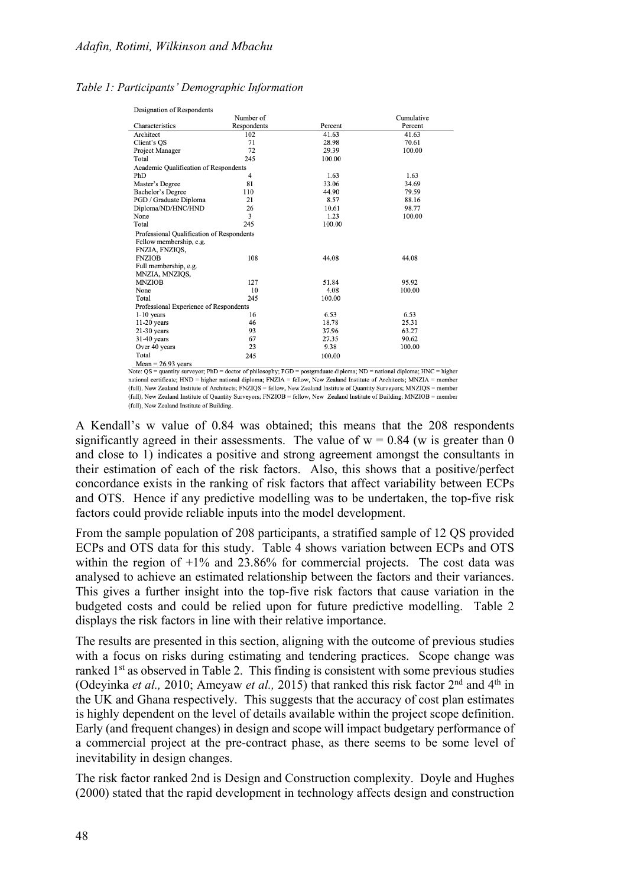*Table 1: Participants' Demographic Information*

| Characteristics | Number of Respondents | Percent | Cumulative Percent |
|---|---|---|---|
| **Designation of Respondents** | | | |
| Architect | 102 | 41.63 | 41.63 |
| Client's QS | 71 | 28.98 | 70.61 |
| Project Manager | 72 | 29.39 | 100.00 |
| Total | 245 | 100.00 | |
| **Academic Qualification of Respondents** | | | |
| PhD | 4 | 1.63 | 1.63 |
| Master's Degree | 81 | 33.06 | 34.69 |
| Bachelor's Degree | 110 | 44.90 | 79.59 |
| PGD / Graduate Diploma | 21 | 8.57 | 88.16 |
| Diploma/ND/HNC/HND | 26 | 10.61 | 98.77 |
| None | 3 | 1.23 | 100.00 |
| Total | 245 | 100.00 | |
| **Professional Qualification of Respondents** | | | |
| Fellow membership, e.g. FNZIA, FNZIQS, FNZIOB | 108 | 44.08 | 44.08 |
| Full membership, e.g. MNZIA, MNZIQS, MNZIOB | 127 | 51.84 | 95.92 |
| None | 10 | 4.08 | 100.00 |
| Total | 245 | 100.00 | |
| **Professional Experience of Respondents** | | | |
| 1-10 years | 16 | 6.53 | 6.53 |
| 11-20 years | 46 | 18.78 | 25.31 |
| 21-30 years | 93 | 37.96 | 63.27 |
| 31-40 years | 67 | 27.35 | 90.62 |
| Over 40 years | 23 | 9.38 | 100.00 |
| Total | 245 | 100.00 | |
| Mean = 26.93 years | | | |

Note: QS = quantity surveyor; PhD = doctor of philosophy; PGD = postgraduate diploma; ND = national diploma; HNC = higher national certificate; HND = higher national diploma; FNZIA = fellow, New Zealand Institute of Architects; MNZIA = member (full), New Zealand Institute of Architects; FNZIQS = fellow, New Zealand Institute of Quantity Surveyors; MNZIQS = member (full), New Zealand Institute of Quantity Surveyors; FNZIOB = fellow, New Zealand Institute of Building; MNZIOB = member (full), New Zealand Institute of Building.

A Kendall's w value of 0.84 was obtained; this means that the 208 respondents significantly agreed in their assessments. The value of $w = 0.84$ (w is greater than 0 and close to 1) indicates a positive and strong agreement amongst the consultants in their estimation of each of the risk factors. Also, this shows that a positive/perfect concordance exists in the ranking of risk factors that affect variability between ECPs and OTS. Hence if any predictive modelling was to be undertaken, the top-five risk factors could provide reliable inputs into the model development.

From the sample population of 208 participants, a stratified sample of 12 QS provided ECPs and OTS data for this study. Table 4 shows variation between ECPs and OTS within the region of +1% and 23.86% for commercial projects. The cost data was analysed to achieve an estimated relationship between the factors and their variances. This gives a further insight into the top-five risk factors that cause variation in the budgeted costs and could be relied upon for future predictive modelling. Table 2 displays the risk factors in line with their relative importance.

The results are presented in this section, aligning with the outcome of previous studies with a focus on risks during estimating and tendering practices. Scope change was ranked 1st as observed in Table 2. This finding is consistent with some previous studies (Odeyinka *et al.,* 2010; Ameyaw *et al.,* 2015) that ranked this risk factor 2nd and 4th in the UK and Ghana respectively. This suggests that the accuracy of cost plan estimates is highly dependent on the level of details available within the project scope definition. Early (and frequent changes) in design and scope will impact budgetary performance of a commercial project at the pre-contract phase, as there seems to be some level of inevitability in design changes.

The risk factor ranked 2nd is Design and Construction complexity. Doyle and Hughes (2000) stated that the rapid development in technology affects design and construction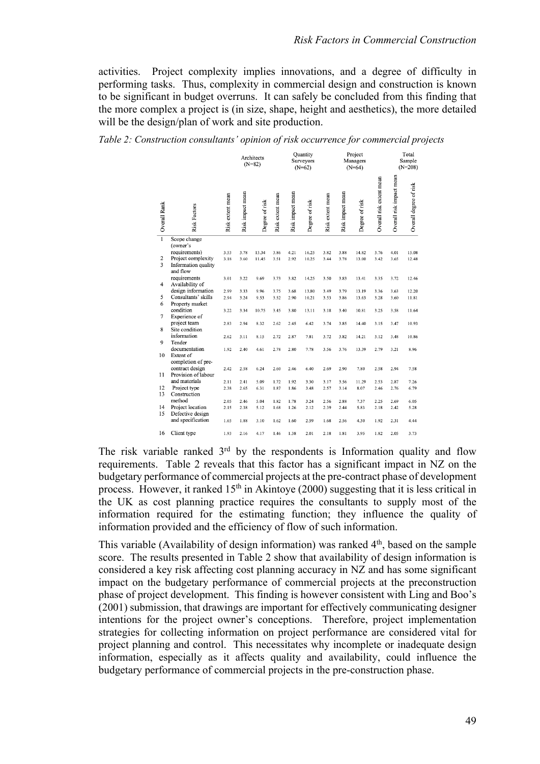activities. Project complexity implies innovations, and a degree of difficulty in performing tasks. Thus, complexity in commercial design and construction is known to be significant in budget overruns. It can safely be concluded from this finding that the more complex a project is (in size, shape, height and aesthetics), the more detailed will be the design/plan of work and site production.

*Table 2: Construction consultants' opinion of risk occurrence for commercial projects*

| | | Architects (N=82) | | | Quantity Surveyors (N=62) | | | Project Managers (N=64) | | | Total Sample (N=208) | | |
|---|---|---|---|---|---|---|---|---|---|---|---|---|---|
| Overall Rank | Risk Factors | Risk extent mean | Risk impact mean | Degree of risk | Risk extent mean | Risk impact mean | Degree of risk | Risk extent mean | Risk impact mean | Degree of risk | Overall risk extent mean | Overall risk impact mean | Overall degree of risk |
| 1 | Scope change (owner's requirements) | 3.53 | 3.78 | 13.34 | 3.86 | 4.21 | 16.25 | 3.82 | 3.88 | 14.82 | 3.76 | 4.01 | 15.08 |
| 2 | Project complexity | 3.18 | 3.60 | 11.45 | 3.51 | 2.92 | 10.25 | 3.44 | 3.78 | 13.00 | 3.42 | 3.65 | 12.48 |
| 3 | Information quality and flow requirements | 3.01 | 3.22 | 9.69 | 3.73 | 3.82 | 14.25 | 3.50 | 3.83 | 13.41 | 3.35 | 3.72 | 12.46 |
| 4 | Availability of design information | 2.99 | 3.33 | 9.96 | 3.75 | 3.68 | 13.80 | 3.49 | 3.79 | 13.19 | 3.36 | 3.63 | 12.20 |
| 5 | Consultants' skills | 2.94 | 3.24 | 9.53 | 3.52 | 2.90 | 10.21 | 3.53 | 3.86 | 13.63 | 3.28 | 3.60 | 11.81 |
| 6 | Property market condition | 3.22 | 3.34 | 10.75 | 3.45 | 3.80 | 13.11 | 3.18 | 3.40 | 10.81 | 3.25 | 3.58 | 11.64 |
| 7 | Experience of project team | 2.83 | 2.94 | 8.32 | 2.62 | 2.45 | 6.42 | 3.74 | 3.85 | 14.40 | 3.15 | 3.47 | 10.93 |
| 8 | Site condition information | 2.62 | 3.11 | 8.15 | 2.72 | 2.87 | 7.81 | 3.72 | 3.82 | 14.21 | 3.12 | 3.48 | 10.86 |
| 9 | Tender documentation | 1.92 | 2.40 | 4.61 | 2.78 | 2.80 | 7.78 | 3.56 | 3.76 | 13.39 | 2.79 | 3.21 | 8.96 |
| 10 | Extent of completion of pre-contract design | 2.42 | 2.58 | 6.24 | 2.60 | 2.46 | 6.40 | 2.69 | 2.90 | 7.80 | 2.58 | 2.94 | 7.58 |
| 11 | Provision of labour and materials | 2.11 | 2.41 | 5.09 | 1.72 | 1.92 | 3.30 | 3.17 | 3.56 | 11.29 | 2.53 | 2.87 | 7.26 |
| 12 | Project type | 2.38 | 2.65 | 6.31 | 1.87 | 1.86 | 3.48 | 2.57 | 3.14 | 8.07 | 2.46 | 2.76 | 6.79 |
| 13 | Construction method | 2.05 | 2.46 | 5.04 | 1.82 | 1.78 | 3.24 | 2.56 | 2.88 | 7.37 | 2.25 | 2.69 | 6.05 |
| 14 | Project location | 2.15 | 2.38 | 5.12 | 1.68 | 1.26 | 2.12 | 2.39 | 2.44 | 5.83 | 2.18 | 2.42 | 5.28 |
| 15 | Defective design and specification | 1.65 | 1.88 | 3.10 | 1.62 | 1.60 | 2.59 | 1.68 | 2.56 | 4.30 | 1.92 | 2.31 | 4.44 |
| 16 | Client type | 1.93 | 2.16 | 4.17 | 1.46 | 1.38 | 2.01 | 2.18 | 1.81 | 3.95 | 1.82 | 2.05 | 3.73 |

The risk variable ranked 3rd by the respondents is Information quality and flow requirements. Table 2 reveals that this factor has a significant impact in NZ on the budgetary performance of commercial projects at the pre-contract phase of development process. However, it ranked 15th in Akintoye (2000) suggesting that it is less critical in the UK as cost planning practice requires the consultants to supply most of the information required for the estimating function; they influence the quality of information provided and the efficiency of flow of such information.

This variable (Availability of design information) was ranked 4th, based on the sample score. The results presented in Table 2 show that availability of design information is considered a key risk affecting cost planning accuracy in NZ and has some significant impact on the budgetary performance of commercial projects at the preconstruction phase of project development. This finding is however consistent with Ling and Boo's (2001) submission, that drawings are important for effectively communicating designer intentions for the project owner's conceptions. Therefore, project implementation strategies for collecting information on project performance are considered vital for project planning and control. This necessitates why incomplete or inadequate design information, especially as it affects quality and availability, could influence the budgetary performance of commercial projects in the pre-construction phase.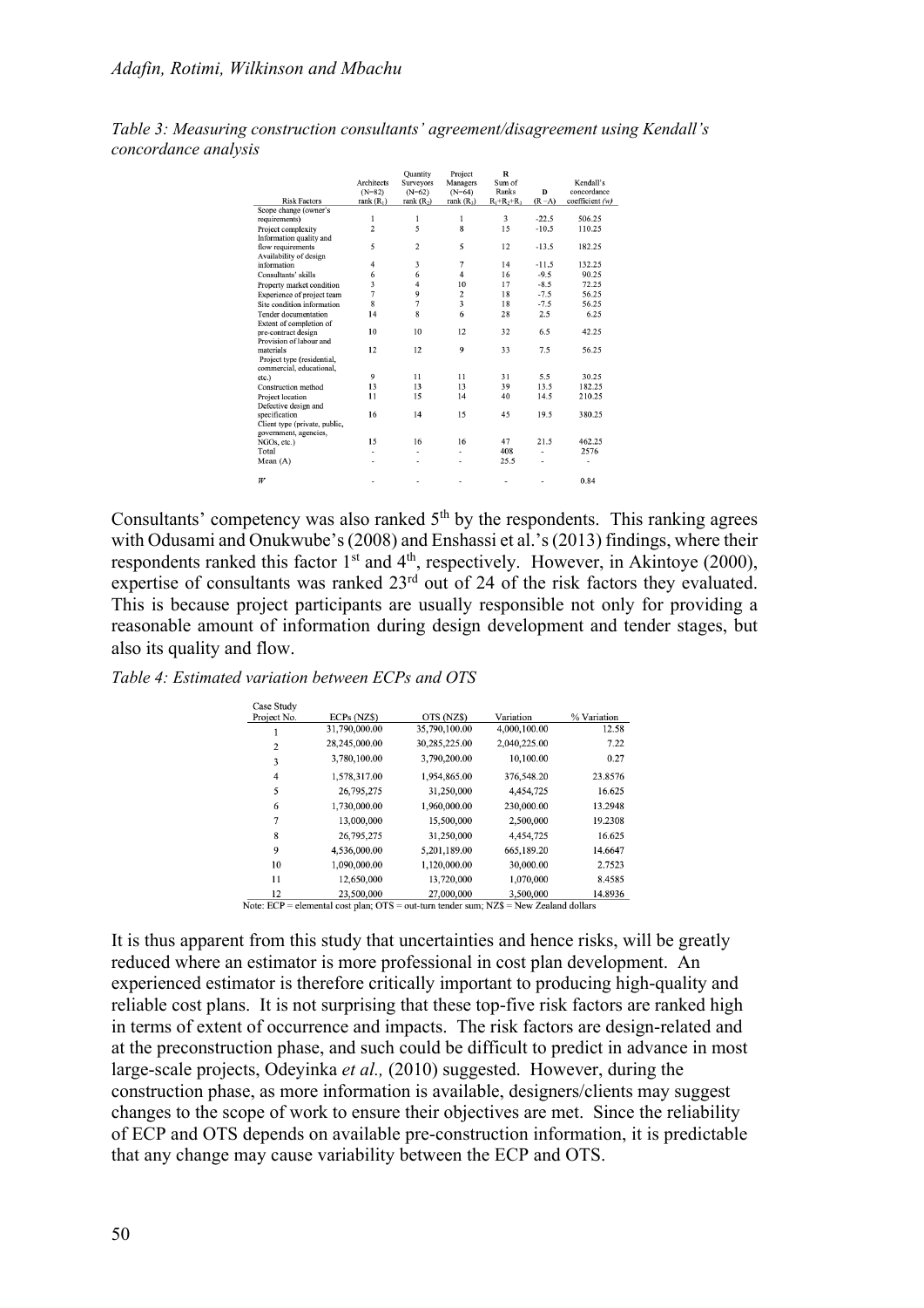*Table 3: Measuring construction consultants' agreement/disagreement using Kendall's concordance analysis*

| Risk Factors | Architects (N=82) rank ($R_1$) | Quantity Surveyors (N=62) rank ($R_2$) | Project Managers (N=64) rank ($R_3$) | R Sum of Ranks $R_1$+$R_2$+$R_3$ | D (R – A) | Kendall's concordance coefficient (*w*) |
|---|---|---|---|---|---|---|
| Scope change (owner's requirements) | 1 | 1 | 1 | 3 | -22.5 | 506.25 |
| Project complexity | 2 | 5 | 8 | 15 | -10.5 | 110.25 |
| Information quality and flow requirements | 5 | 2 | 5 | 12 | -13.5 | 182.25 |
| Availability of design information | 4 | 3 | 7 | 14 | -11.5 | 132.25 |
| Consultants' skills | 6 | 6 | 4 | 16 | -9.5 | 90.25 |
| Property market condition | 3 | 4 | 10 | 17 | -8.5 | 72.25 |
| Experience of project team | 7 | 9 | 2 | 18 | -7.5 | 56.25 |
| Site condition information | 8 | 7 | 3 | 18 | -7.5 | 56.25 |
| Tender documentation | 14 | 8 | 6 | 28 | 2.5 | 6.25 |
| Extent of completion of pre-contract design | 10 | 10 | 12 | 32 | 6.5 | 42.25 |
| Provision of labour and materials | 12 | 12 | 9 | 33 | 7.5 | 56.25 |
| Project type (residential, commercial, educational, etc.) | 9 | 11 | 11 | 31 | 5.5 | 30.25 |
| Construction method | 13 | 13 | 13 | 39 | 13.5 | 182.25 |
| Project location | 11 | 15 | 14 | 40 | 14.5 | 210.25 |
| Defective design and specification | 16 | 14 | 15 | 45 | 19.5 | 380.25 |
| Client type (private, public, government, agencies, NGOs, etc.) | 15 | 16 | 16 | 47 | 21.5 | 462.25 |
| Total | - | - | - | 408 | - | 2576 |
| Mean (A) | - | - | - | 25.5 | - | - |
| *W* | - | - | - | - | - | 0.84 |

Consultants' competency was also ranked 5th by the respondents. This ranking agrees with Odusami and Onukwube's (2008) and Enshassi et al.'s (2013) findings, where their respondents ranked this factor 1st and 4th, respectively. However, in Akintoye (2000), expertise of consultants was ranked 23rd out of 24 of the risk factors they evaluated. This is because project participants are usually responsible not only for providing a reasonable amount of information during design development and tender stages, but also its quality and flow.

*Table 4: Estimated variation between ECPs and OTS*

| Case Study Project No. | ECPs (NZ$) | OTS (NZ$) | Variation | % Variation |
|---|---|---|---|---|
| 1 | 31,790,000.00 | 35,790,100.00 | 4,000,100.00 | 12.58 |
| 2 | 28,245,000.00 | 30,285,225.00 | 2,040,225.00 | 7.22 |
| 3 | 3,780,100.00 | 3,790,200.00 | 10,100.00 | 0.27 |
| 4 | 1,578,317.00 | 1,954,865.00 | 376,548.20 | 23.8576 |
| 5 | 26,795,275 | 31,250,000 | 4,454,725 | 16.625 |
| 6 | 1,730,000.00 | 1,960,000.00 | 230,000.00 | 13.2948 |
| 7 | 13,000,000 | 15,500,000 | 2,500,000 | 19.2308 |
| 8 | 26,795,275 | 31,250,000 | 4,454,725 | 16.625 |
| 9 | 4,536,000.00 | 5,201,189.00 | 665,189.20 | 14.6647 |
| 10 | 1,090,000.00 | 1,120,000.00 | 30,000.00 | 2.7523 |
| 11 | 12,650,000 | 13,720,000 | 1,070,000 | 8.4585 |
| 12 | 23,500,000 | 27,000,000 | 3,500,000 | 14.8936 |

Note: ECP = elemental cost plan; OTS = out-turn tender sum; NZ$ = New Zealand dollars

It is thus apparent from this study that uncertainties and hence risks, will be greatly reduced where an estimator is more professional in cost plan development. An experienced estimator is therefore critically important to producing high-quality and reliable cost plans. It is not surprising that these top-five risk factors are ranked high in terms of extent of occurrence and impacts. The risk factors are design-related and at the preconstruction phase, and such could be difficult to predict in advance in most large-scale projects, Odeyinka *et al.,* (2010) suggested. However, during the construction phase, as more information is available, designers/clients may suggest changes to the scope of work to ensure their objectives are met. Since the reliability of ECP and OTS depends on available pre-construction information, it is predictable that any change may cause variability between the ECP and OTS.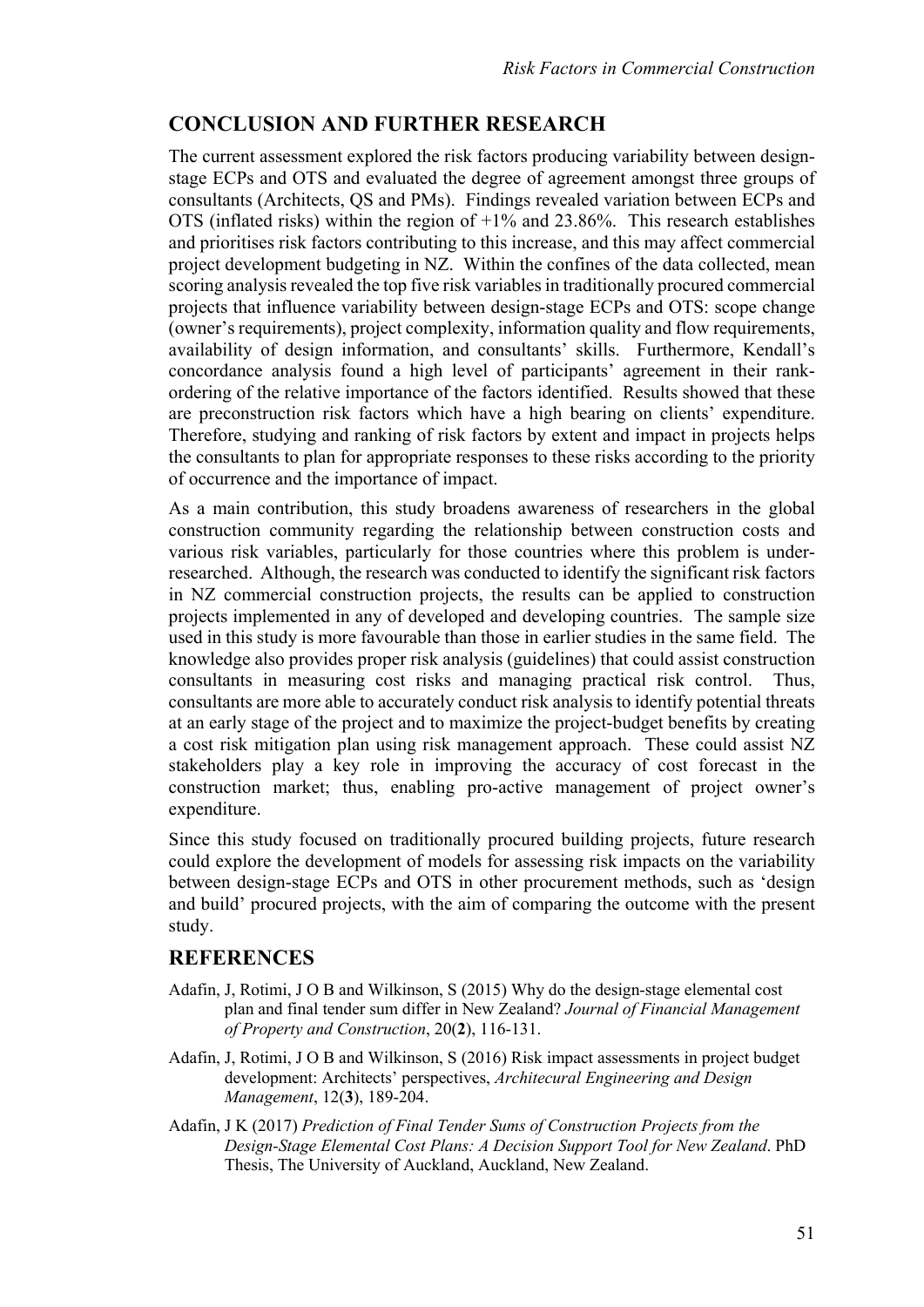## CONCLUSION AND FURTHER RESEARCH

The current assessment explored the risk factors producing variability between design-stage ECPs and OTS and evaluated the degree of agreement amongst three groups of consultants (Architects, QS and PMs). Findings revealed variation between ECPs and OTS (inflated risks) within the region of +1% and 23.86%. This research establishes and prioritises risk factors contributing to this increase, and this may affect commercial project development budgeting in NZ. Within the confines of the data collected, mean scoring analysis revealed the top five risk variables in traditionally procured commercial projects that influence variability between design-stage ECPs and OTS: scope change (owner's requirements), project complexity, information quality and flow requirements, availability of design information, and consultants' skills. Furthermore, Kendall's concordance analysis found a high level of participants' agreement in their rank-ordering of the relative importance of the factors identified. Results showed that these are preconstruction risk factors which have a high bearing on clients' expenditure. Therefore, studying and ranking of risk factors by extent and impact in projects helps the consultants to plan for appropriate responses to these risks according to the priority of occurrence and the importance of impact.

As a main contribution, this study broadens awareness of researchers in the global construction community regarding the relationship between construction costs and various risk variables, particularly for those countries where this problem is under-researched. Although, the research was conducted to identify the significant risk factors in NZ commercial construction projects, the results can be applied to construction projects implemented in any of developed and developing countries. The sample size used in this study is more favourable than those in earlier studies in the same field. The knowledge also provides proper risk analysis (guidelines) that could assist construction consultants in measuring cost risks and managing practical risk control. Thus, consultants are more able to accurately conduct risk analysis to identify potential threats at an early stage of the project and to maximize the project-budget benefits by creating a cost risk mitigation plan using risk management approach. These could assist NZ stakeholders play a key role in improving the accuracy of cost forecast in the construction market; thus, enabling pro-active management of project owner's expenditure.

Since this study focused on traditionally procured building projects, future research could explore the development of models for assessing risk impacts on the variability between design-stage ECPs and OTS in other procurement methods, such as 'design and build' procured projects, with the aim of comparing the outcome with the present study.

## REFERENCES

Adafin, J, Rotimi, J O B and Wilkinson, S (2015) Why do the design-stage elemental cost plan and final tender sum differ in New Zealand? *Journal of Financial Management of Property and Construction*, 20(**2**), 116-131.

Adafin, J, Rotimi, J O B and Wilkinson, S (2016) Risk impact assessments in project budget development: Architects' perspectives, *Architecural Engineering and Design Management*, 12(**3**), 189-204.

Adafin, J K (2017) *Prediction of Final Tender Sums of Construction Projects from the Design-Stage Elemental Cost Plans: A Decision Support Tool for New Zealand*. PhD Thesis, The University of Auckland, Auckland, New Zealand.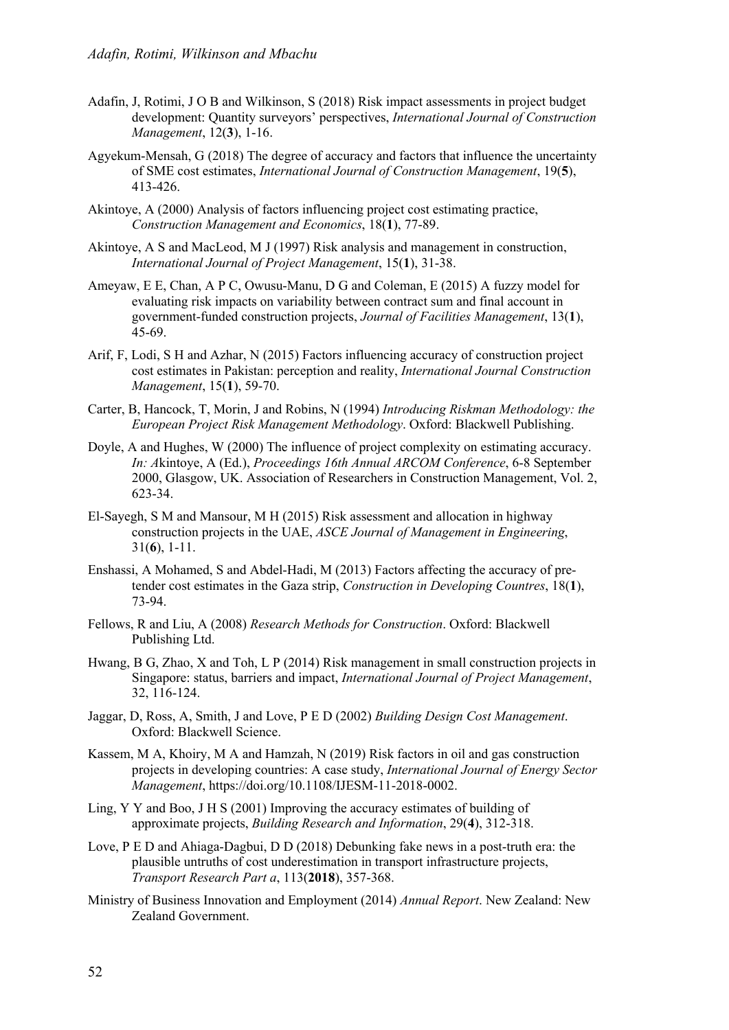Adafin, J, Rotimi, J O B and Wilkinson, S (2018) Risk impact assessments in project budget development: Quantity surveyors' perspectives, *International Journal of Construction Management*, 12(**3**), 1-16.

Agyekum-Mensah, G (2018) The degree of accuracy and factors that influence the uncertainty of SME cost estimates, *International Journal of Construction Management*, 19(**5**), 413-426.

Akintoye, A (2000) Analysis of factors influencing project cost estimating practice, *Construction Management and Economics*, 18(**1**), 77-89.

Akintoye, A S and MacLeod, M J (1997) Risk analysis and management in construction, *International Journal of Project Management*, 15(**1**), 31-38.

Ameyaw, E E, Chan, A P C, Owusu-Manu, D G and Coleman, E (2015) A fuzzy model for evaluating risk impacts on variability between contract sum and final account in government-funded construction projects, *Journal of Facilities Management*, 13(**1**), 45-69.

Arif, F, Lodi, S H and Azhar, N (2015) Factors influencing accuracy of construction project cost estimates in Pakistan: perception and reality, *International Journal Construction Management*, 15(**1**), 59-70.

Carter, B, Hancock, T, Morin, J and Robins, N (1994) *Introducing Riskman Methodology: the European Project Risk Management Methodology*. Oxford: Blackwell Publishing.

Doyle, A and Hughes, W (2000) The influence of project complexity on estimating accuracy. *In: A*kintoye, A (Ed.), *Proceedings 16th Annual ARCOM Conference*, 6-8 September 2000, Glasgow, UK. Association of Researchers in Construction Management, Vol. 2, 623-34.

El-Sayegh, S M and Mansour, M H (2015) Risk assessment and allocation in highway construction projects in the UAE, *ASCE Journal of Management in Engineering*, 31(**6**), 1-11.

Enshassi, A Mohamed, S and Abdel-Hadi, M (2013) Factors affecting the accuracy of pre-tender cost estimates in the Gaza strip, *Construction in Developing Countres*, 18(**1**), 73-94.

Fellows, R and Liu, A (2008) *Research Methods for Construction*. Oxford: Blackwell Publishing Ltd.

Hwang, B G, Zhao, X and Toh, L P (2014) Risk management in small construction projects in Singapore: status, barriers and impact, *International Journal of Project Management*, 32, 116-124.

Jaggar, D, Ross, A, Smith, J and Love, P E D (2002) *Building Design Cost Management*. Oxford: Blackwell Science.

Kassem, M A, Khoiry, M A and Hamzah, N (2019) Risk factors in oil and gas construction projects in developing countries: A case study, *International Journal of Energy Sector Management*, https://doi.org/10.1108/IJESM-11-2018-0002.

Ling, Y Y and Boo, J H S (2001) Improving the accuracy estimates of building of approximate projects, *Building Research and Information*, 29(**4**), 312-318.

Love, P E D and Ahiaga-Dagbui, D D (2018) Debunking fake news in a post-truth era: the plausible untruths of cost underestimation in transport infrastructure projects, *Transport Research Part a*, 113(**2018**), 357-368.

Ministry of Business Innovation and Employment (2014) *Annual Report*. New Zealand: New Zealand Government.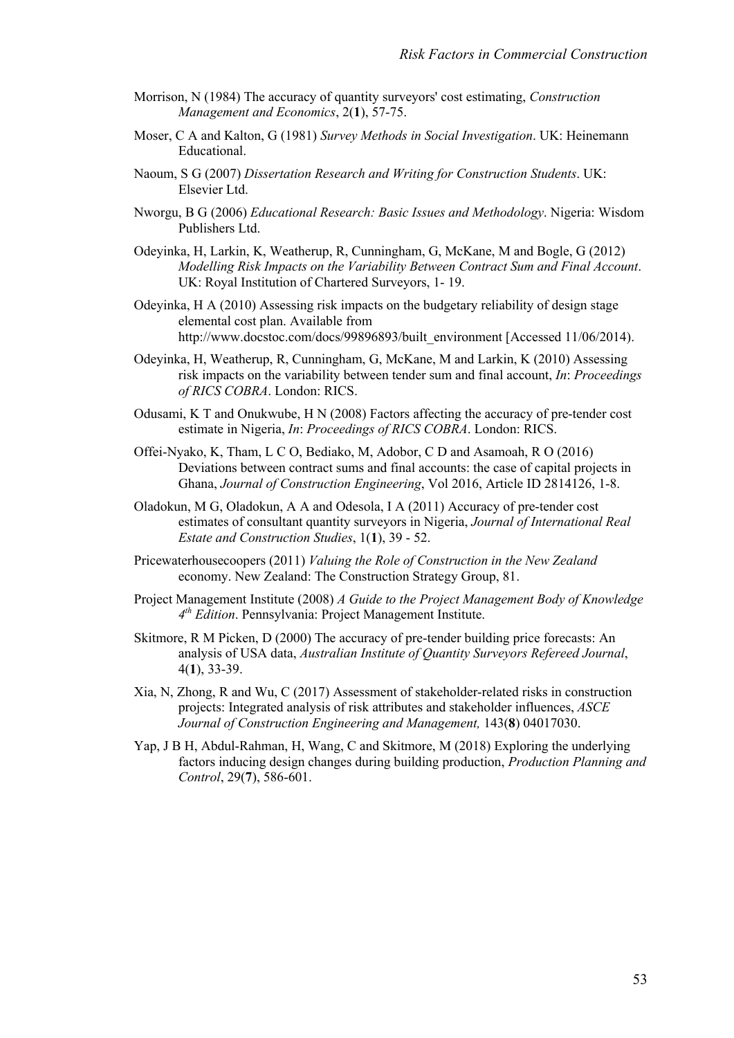Morrison, N (1984) The accuracy of quantity surveyors' cost estimating, *Construction Management and Economics*, 2(**1**), 57-75.

Moser, C A and Kalton, G (1981) *Survey Methods in Social Investigation*. UK: Heinemann Educational.

Naoum, S G (2007) *Dissertation Research and Writing for Construction Students*. UK: Elsevier Ltd.

Nworgu, B G (2006) *Educational Research: Basic Issues and Methodology*. Nigeria: Wisdom Publishers Ltd.

Odeyinka, H, Larkin, K, Weatherup, R, Cunningham, G, McKane, M and Bogle, G (2012) *Modelling Risk Impacts on the Variability Between Contract Sum and Final Account*. UK: Royal Institution of Chartered Surveyors, 1- 19.

Odeyinka, H A (2010) Assessing risk impacts on the budgetary reliability of design stage elemental cost plan. Available from http://www.docstoc.com/docs/99896893/built_environment [Accessed 11/06/2014).

Odeyinka, H, Weatherup, R, Cunningham, G, McKane, M and Larkin, K (2010) Assessing risk impacts on the variability between tender sum and final account, *In*: *Proceedings of RICS COBRA*. London: RICS.

Odusami, K T and Onukwube, H N (2008) Factors affecting the accuracy of pre-tender cost estimate in Nigeria, *In*: *Proceedings of RICS COBRA*. London: RICS.

Offei-Nyako, K, Tham, L C O, Bediako, M, Adobor, C D and Asamoah, R O (2016) Deviations between contract sums and final accounts: the case of capital projects in Ghana, *Journal of Construction Engineering*, Vol 2016, Article ID 2814126, 1-8.

Oladokun, M G, Oladokun, A A and Odesola, I A (2011) Accuracy of pre-tender cost estimates of consultant quantity surveyors in Nigeria, *Journal of International Real Estate and Construction Studies*, 1(**1**), 39 - 52.

Pricewaterhousecoopers (2011) *Valuing the Role of Construction in the New Zealand* economy. New Zealand: The Construction Strategy Group, 81.

Project Management Institute (2008) *A Guide to the Project Management Body of Knowledge 4th Edition*. Pennsylvania: Project Management Institute.

Skitmore, R M Picken, D (2000) The accuracy of pre-tender building price forecasts: An analysis of USA data, *Australian Institute of Quantity Surveyors Refereed Journal*, 4(**1**), 33-39.

Xia, N, Zhong, R and Wu, C (2017) Assessment of stakeholder-related risks in construction projects: Integrated analysis of risk attributes and stakeholder influences, *ASCE Journal of Construction Engineering and Management,* 143(**8**) 04017030.

Yap, J B H, Abdul-Rahman, H, Wang, C and Skitmore, M (2018) Exploring the underlying factors inducing design changes during building production, *Production Planning and Control*, 29(**7**), 586-601.